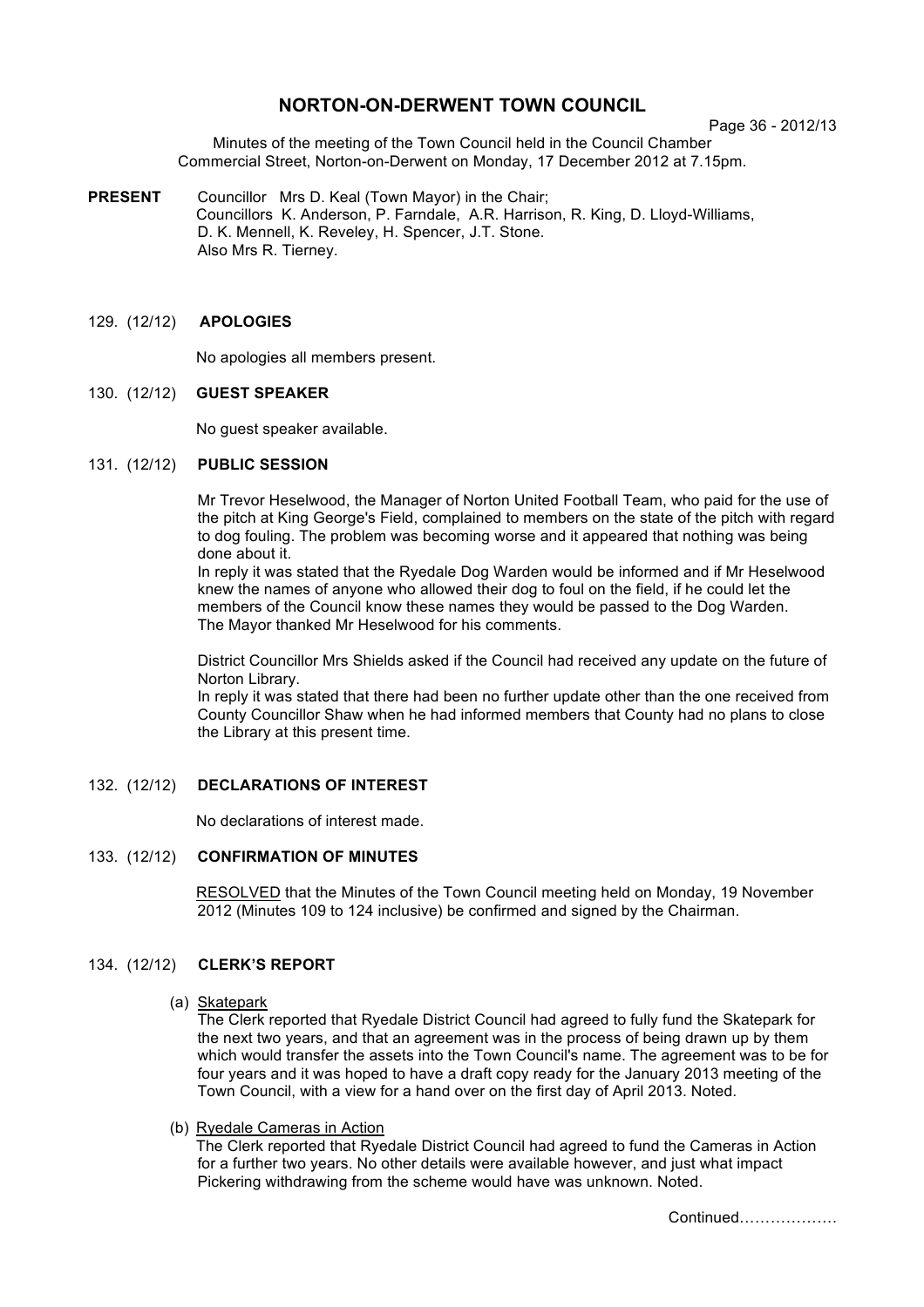# NORTON-ON-DERWENT TOWN COUNCIL

Minutes of the meeting of the Town Council held in the Council Chamber Commercial Street, Norton-on-Derwent on Monday, 17 December 2012 at 7.15pm.

**PRESENT** Councillor Mrs D. Keal (Town Mayor) in the Chair;
Councillors K. Anderson, P. Farndale, A.R. Harrison, R. King, D. Lloyd-Williams, D. K. Mennell, K. Reveley, H. Spencer, J.T. Stone.
Also Mrs R. Tierney.

### 129. (12/12) APOLOGIES

No apologies all members present.

### 130. (12/12) GUEST SPEAKER

No guest speaker available.

### 131. (12/12) PUBLIC SESSION

Mr Trevor Heselwood, the Manager of Norton United Football Team, who paid for the use of the pitch at King George's Field, complained to members on the state of the pitch with regard to dog fouling. The problem was becoming worse and it appeared that nothing was being done about it.
In reply it was stated that the Ryedale Dog Warden would be informed and if Mr Heselwood knew the names of anyone who allowed their dog to foul on the field, if he could let the members of the Council know these names they would be passed to the Dog Warden.
The Mayor thanked Mr Heselwood for his comments.

District Councillor Mrs Shields asked if the Council had received any update on the future of Norton Library.
In reply it was stated that there had been no further update other than the one received from County Councillor Shaw when he had informed members that County had no plans to close the Library at this present time.

### 132. (12/12) DECLARATIONS OF INTEREST

No declarations of interest made.

### 133. (12/12) CONFIRMATION OF MINUTES

RESOLVED that the Minutes of the Town Council meeting held on Monday, 19 November 2012 (Minutes 109 to 124 inclusive) be confirmed and signed by the Chairman.

### 134. (12/12) CLERK'S REPORT

(a) Skatepark
The Clerk reported that Ryedale District Council had agreed to fully fund the Skatepark for the next two years, and that an agreement was in the process of being drawn up by them which would transfer the assets into the Town Council's name. The agreement was to be for four years and it was hoped to have a draft copy ready for the January 2013 meeting of the Town Council, with a view for a hand over on the first day of April 2013. Noted.

(b) Ryedale Cameras in Action
The Clerk reported that Ryedale District Council had agreed to fund the Cameras in Action for a further two years. No other details were available however, and just what impact Pickering withdrawing from the scheme would have was unknown. Noted.

Continued……………….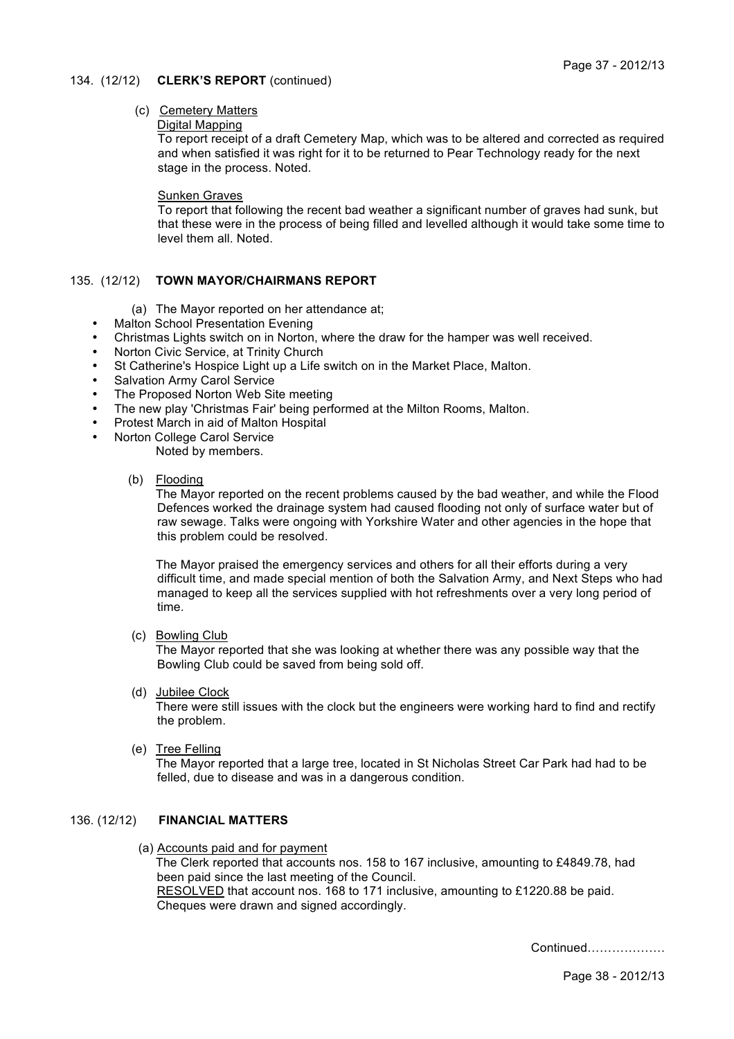134. (12/12) **CLERK'S REPORT** (continued)

(c) Cemetery Matters

Digital Mapping

To report receipt of a draft Cemetery Map, which was to be altered and corrected as required and when satisfied it was right for it to be returned to Pear Technology ready for the next stage in the process. Noted.

Sunken Graves

To report that following the recent bad weather a significant number of graves had sunk, but that these were in the process of being filled and levelled although it would take some time to level them all. Noted.

135. (12/12) **TOWN MAYOR/CHAIRMANS REPORT**

(a) The Mayor reported on her attendance at;

- Malton School Presentation Evening
- Christmas Lights switch on in Norton, where the draw for the hamper was well received.
- Norton Civic Service, at Trinity Church
- St Catherine's Hospice Light up a Life switch on in the Market Place, Malton.
- Salvation Army Carol Service
- The Proposed Norton Web Site meeting
- The new play 'Christmas Fair' being performed at the Milton Rooms, Malton.
- Protest March in aid of Malton Hospital
- Norton College Carol Service

Noted by members.

(b) Flooding

The Mayor reported on the recent problems caused by the bad weather, and while the Flood Defences worked the drainage system had caused flooding not only of surface water but of raw sewage. Talks were ongoing with Yorkshire Water and other agencies in the hope that this problem could be resolved.

The Mayor praised the emergency services and others for all their efforts during a very difficult time, and made special mention of both the Salvation Army, and Next Steps who had managed to keep all the services supplied with hot refreshments over a very long period of time.

(c) Bowling Club

The Mayor reported that she was looking at whether there was any possible way that the Bowling Club could be saved from being sold off.

(d) Jubilee Clock

There were still issues with the clock but the engineers were working hard to find and rectify the problem.

(e) Tree Felling

The Mayor reported that a large tree, located in St Nicholas Street Car Park had had to be felled, due to disease and was in a dangerous condition.

136. (12/12) **FINANCIAL MATTERS**

(a) Accounts paid and for payment

The Clerk reported that accounts nos. 158 to 167 inclusive, amounting to £4849.78, had been paid since the last meeting of the Council.

RESOLVED that account nos. 168 to 171 inclusive, amounting to £1220.88 be paid.

Cheques were drawn and signed accordingly.

Continued……………….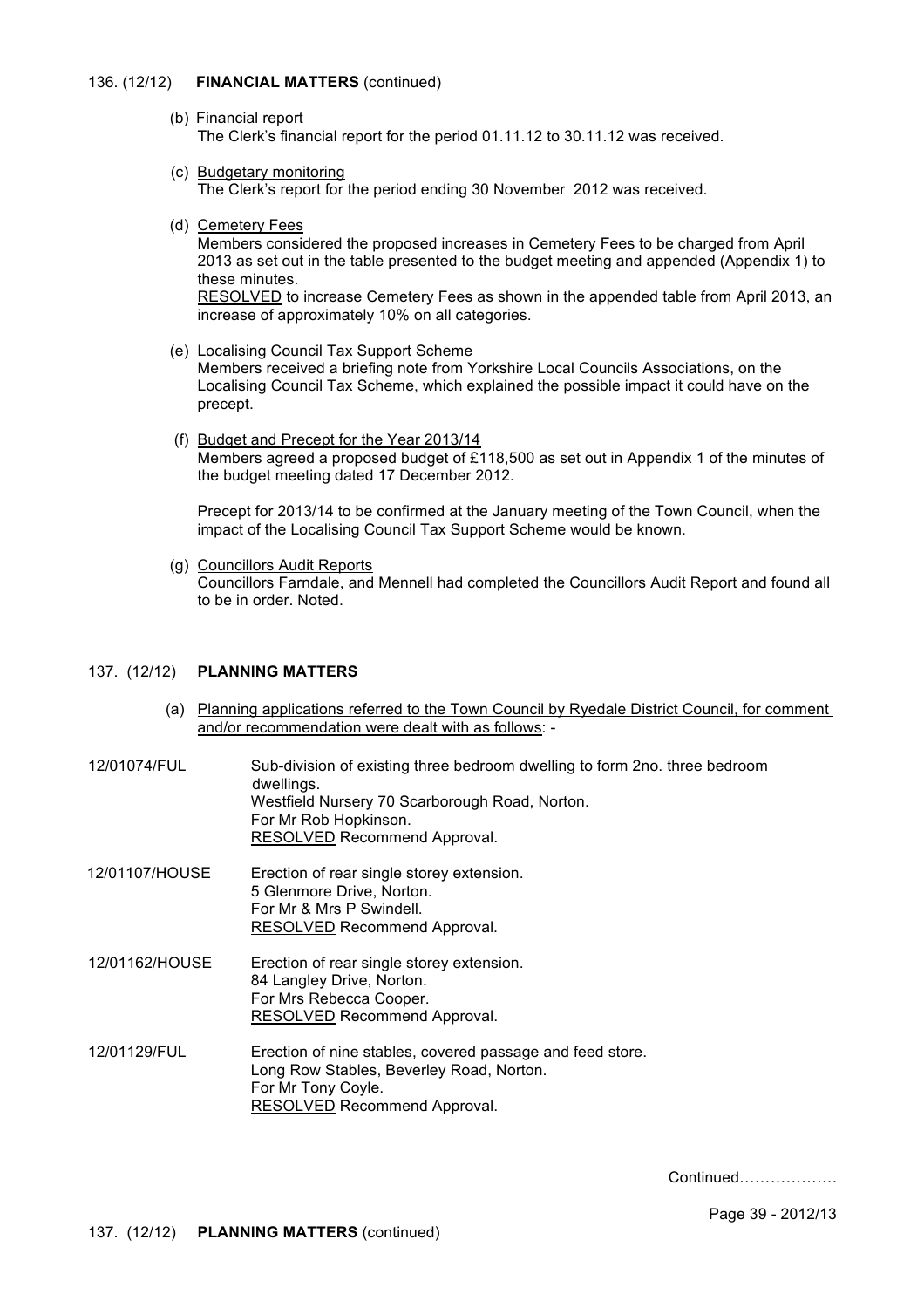## 136. (12/12) **FINANCIAL MATTERS** (continued)

(b) Financial report
The Clerk's financial report for the period 01.11.12 to 30.11.12 was received.

(c) Budgetary monitoring
The Clerk's report for the period ending 30 November 2012 was received.

(d) Cemetery Fees
Members considered the proposed increases in Cemetery Fees to be charged from April 2013 as set out in the table presented to the budget meeting and appended (Appendix 1) to these minutes.
RESOLVED to increase Cemetery Fees as shown in the appended table from April 2013, an increase of approximately 10% on all categories.

(e) Localising Council Tax Support Scheme
Members received a briefing note from Yorkshire Local Councils Associations, on the Localising Council Tax Scheme, which explained the possible impact it could have on the precept.

(f) Budget and Precept for the Year 2013/14
Members agreed a proposed budget of £118,500 as set out in Appendix 1 of the minutes of the budget meeting dated 17 December 2012.

Precept for 2013/14 to be confirmed at the January meeting of the Town Council, when the impact of the Localising Council Tax Support Scheme would be known.

(g) Councillors Audit Reports
Councillors Farndale, and Mennell had completed the Councillors Audit Report and found all to be in order. Noted.

## 137. (12/12) **PLANNING MATTERS**

(a) Planning applications referred to the Town Council by Ryedale District Council, for comment and/or recommendation were dealt with as follows: -

**12/01074/FUL**
Sub-division of existing three bedroom dwelling to form 2no. three bedroom dwellings.
Westfield Nursery 70 Scarborough Road, Norton.
For Mr Rob Hopkinson.
RESOLVED Recommend Approval.

**12/01107/HOUSE**
Erection of rear single storey extension.
5 Glenmore Drive, Norton.
For Mr & Mrs P Swindell.
RESOLVED Recommend Approval.

**12/01162/HOUSE**
Erection of rear single storey extension.
84 Langley Drive, Norton.
For Mrs Rebecca Cooper.
RESOLVED Recommend Approval.

**12/01129/FUL**
Erection of nine stables, covered passage and feed store.
Long Row Stables, Beverley Road, Norton.
For Mr Tony Coyle.
RESOLVED Recommend Approval.

Continued………………

## 137. (12/12) **PLANNING MATTERS** (continued)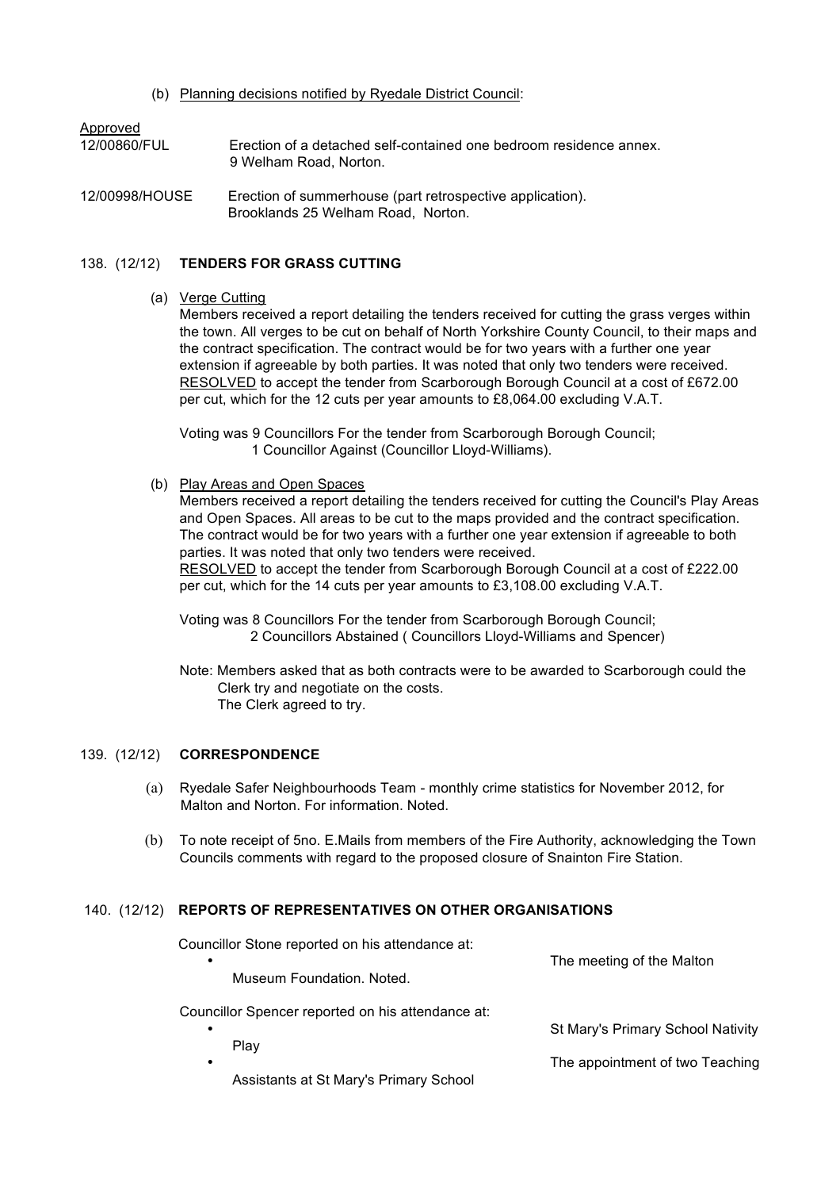(b) Planning decisions notified by Ryedale District Council:

Approved

12/00860/FUL — Erection of a detached self-contained one bedroom residence annex. 9 Welham Road, Norton.

12/00998/HOUSE — Erection of summerhouse (part retrospective application). Brooklands 25 Welham Road, Norton.

## 138. (12/12) TENDERS FOR GRASS CUTTING

(a) Verge Cutting

Members received a report detailing the tenders received for cutting the grass verges within the town. All verges to be cut on behalf of North Yorkshire County Council, to their maps and the contract specification. The contract would be for two years with a further one year extension if agreeable by both parties. It was noted that only two tenders were received. RESOLVED to accept the tender from Scarborough Borough Council at a cost of £672.00 per cut, which for the 12 cuts per year amounts to £8,064.00 excluding V.A.T.

Voting was 9 Councillors For the tender from Scarborough Borough Council;
1 Councillor Against (Councillor Lloyd-Williams).

(b) Play Areas and Open Spaces

Members received a report detailing the tenders received for cutting the Council's Play Areas and Open Spaces. All areas to be cut to the maps provided and the contract specification. The contract would be for two years with a further one year extension if agreeable to both parties. It was noted that only two tenders were received.
RESOLVED to accept the tender from Scarborough Borough Council at a cost of £222.00 per cut, which for the 14 cuts per year amounts to £3,108.00 excluding V.A.T.

Voting was 8 Councillors For the tender from Scarborough Borough Council;
2 Councillors Abstained ( Councillors Lloyd-Williams and Spencer)

Note: Members asked that as both contracts were to be awarded to Scarborough could the Clerk try and negotiate on the costs.
The Clerk agreed to try.

## 139. (12/12) CORRESPONDENCE

(a) Ryedale Safer Neighbourhoods Team - monthly crime statistics for November 2012, for Malton and Norton. For information. Noted.

(b) To note receipt of 5no. E.Mails from members of the Fire Authority, acknowledging the Town Councils comments with regard to the proposed closure of Snainton Fire Station.

## 140. (12/12) REPORTS OF REPRESENTATIVES ON OTHER ORGANISATIONS

Councillor Stone reported on his attendance at:

- The meeting of the Malton Museum Foundation. Noted.

Councillor Spencer reported on his attendance at:

- St Mary's Primary School Nativity Play
- The appointment of two Teaching Assistants at St Mary's Primary School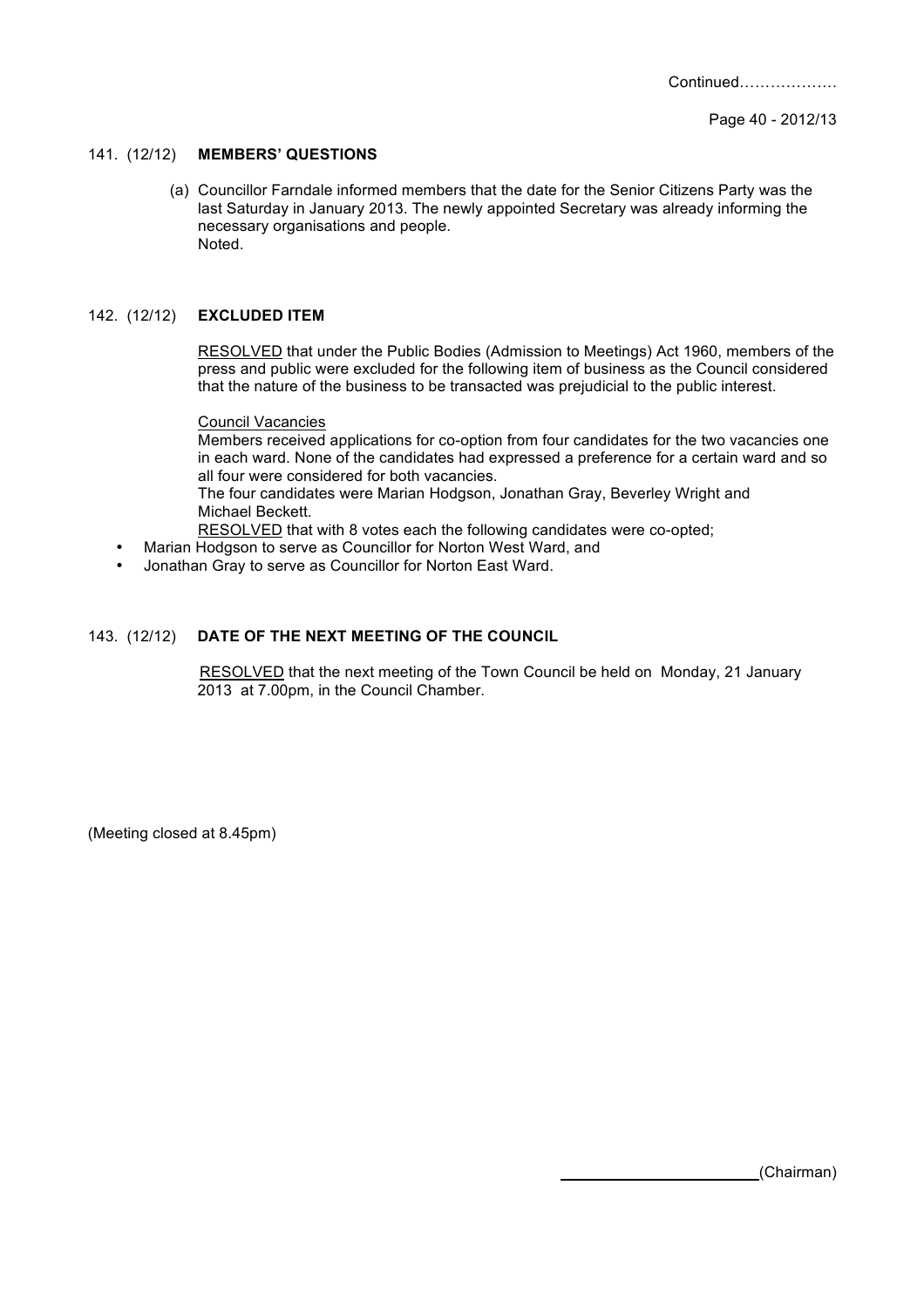## 141. (12/12) MEMBERS' QUESTIONS

(a) Councillor Farndale informed members that the date for the Senior Citizens Party was the last Saturday in January 2013. The newly appointed Secretary was already informing the necessary organisations and people.
Noted.

## 142. (12/12) EXCLUDED ITEM

RESOLVED that under the Public Bodies (Admission to Meetings) Act 1960, members of the press and public were excluded for the following item of business as the Council considered that the nature of the business to be transacted was prejudicial to the public interest.

Council Vacancies

Members received applications for co-option from four candidates for the two vacancies one in each ward. None of the candidates had expressed a preference for a certain ward and so all four were considered for both vacancies.
The four candidates were Marian Hodgson, Jonathan Gray, Beverley Wright and Michael Beckett.
RESOLVED that with 8 votes each the following candidates were co-opted;

- Marian Hodgson to serve as Councillor for Norton West Ward, and
- Jonathan Gray to serve as Councillor for Norton East Ward.

## 143. (12/12) DATE OF THE NEXT MEETING OF THE COUNCIL

RESOLVED that the next meeting of the Town Council be held on Monday, 21 January 2013 at 7.00pm, in the Council Chamber.

(Meeting closed at 8.45pm)

\_\_\_\_\_\_\_\_\_\_\_\_\_\_\_\_\_\_\_\_\_\_\_\_(Chairman)